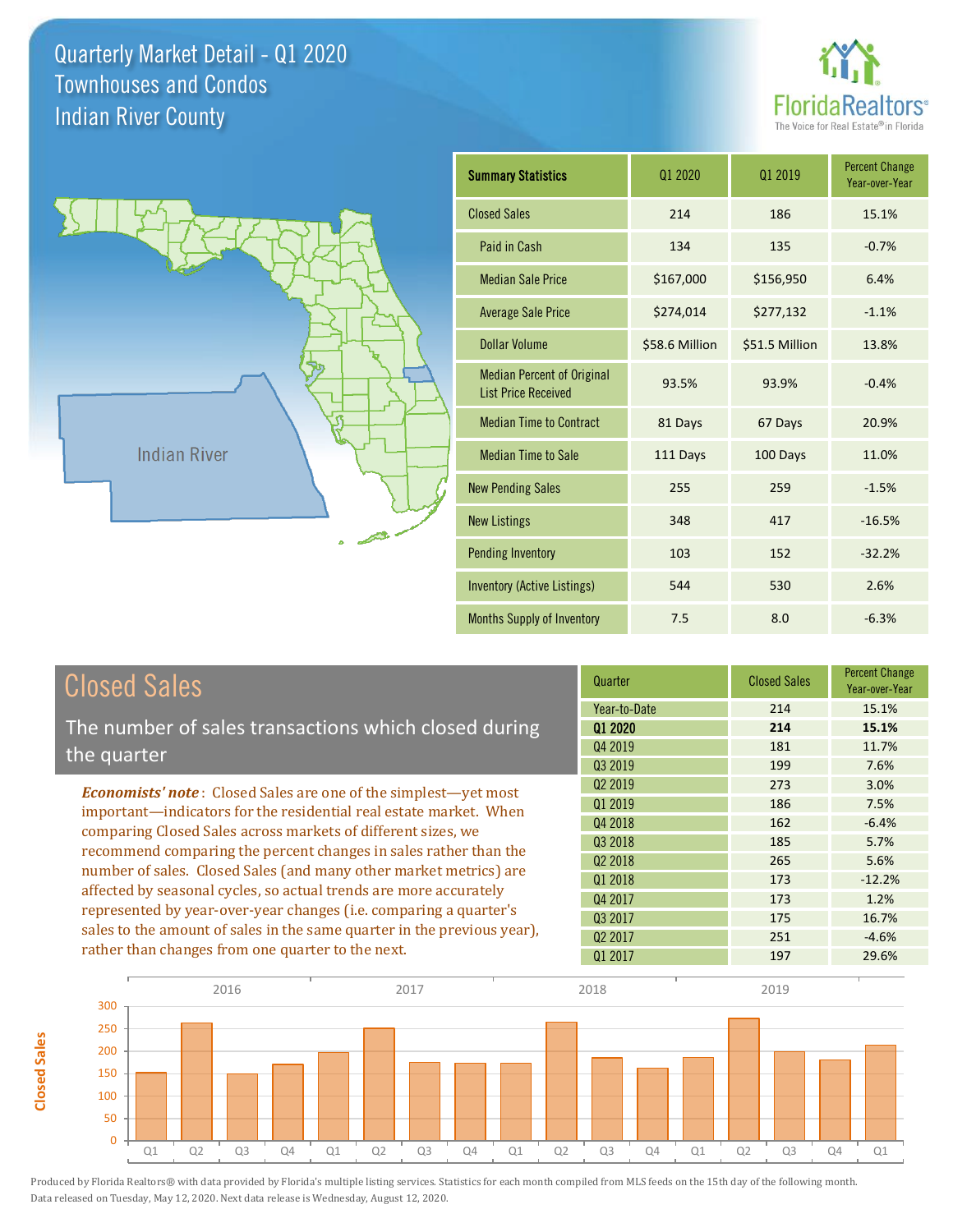# Quarterly Market Detail - Q1 2020
## Townhouses and Condos
## Indian River County

FloridaRealtors® The Voice for Real Estate® in Florida

| Summary Statistics | Q1 2020 | Q1 2019 | Percent Change Year-over-Year |
|---|---|---|---|
| Closed Sales | 214 | 186 | 15.1% |
| Paid in Cash | 134 | 135 | -0.7% |
| Median Sale Price | $167,000 | $156,950 | 6.4% |
| Average Sale Price | $274,014 | $277,132 | -1.1% |
| Dollar Volume | $58.6 Million | $51.5 Million | 13.8% |
| Median Percent of Original List Price Received | 93.5% | 93.9% | -0.4% |
| Median Time to Contract | 81 Days | 67 Days | 20.9% |
| Median Time to Sale | 111 Days | 100 Days | 11.0% |
| New Pending Sales | 255 | 259 | -1.5% |
| New Listings | 348 | 417 | -16.5% |
| Pending Inventory | 103 | 152 | -32.2% |
| Inventory (Active Listings) | 544 | 530 | 2.6% |
| Months Supply of Inventory | 7.5 | 8.0 | -6.3% |

## Closed Sales

The number of sales transactions which closed during the quarter

***Economists' note***: Closed Sales are one of the simplest—yet most important—indicators for the residential real estate market. When comparing Closed Sales across markets of different sizes, we recommend comparing the percent changes in sales rather than the number of sales. Closed Sales (and many other market metrics) are affected by seasonal cycles, so actual trends are more accurately represented by year-over-year changes (i.e. comparing a quarter's sales to the amount of sales in the same quarter in the previous year), rather than changes from one quarter to the next.

| Quarter | Closed Sales | Percent Change Year-over-Year |
|---|---|---|
| Year-to-Date | 214 | 15.1% |
| **Q1 2020** | **214** | **15.1%** |
| Q4 2019 | 181 | 11.7% |
| Q3 2019 | 199 | 7.6% |
| Q2 2019 | 273 | 3.0% |
| Q1 2019 | 186 | 7.5% |
| Q4 2018 | 162 | -6.4% |
| Q3 2018 | 185 | 5.7% |
| Q2 2018 | 265 | 5.6% |
| Q1 2018 | 173 | -12.2% |
| Q4 2017 | 173 | 1.2% |
| Q3 2017 | 175 | 16.7% |
| Q2 2017 | 251 | -4.6% |
| Q1 2017 | 197 | 29.6% |

Produced by Florida Realtors® with data provided by Florida's multiple listing services. Statistics for each month compiled from MLS feeds on the 15th day of the following month. Data released on Tuesday, May 12, 2020. Next data release is Wednesday, August 12, 2020.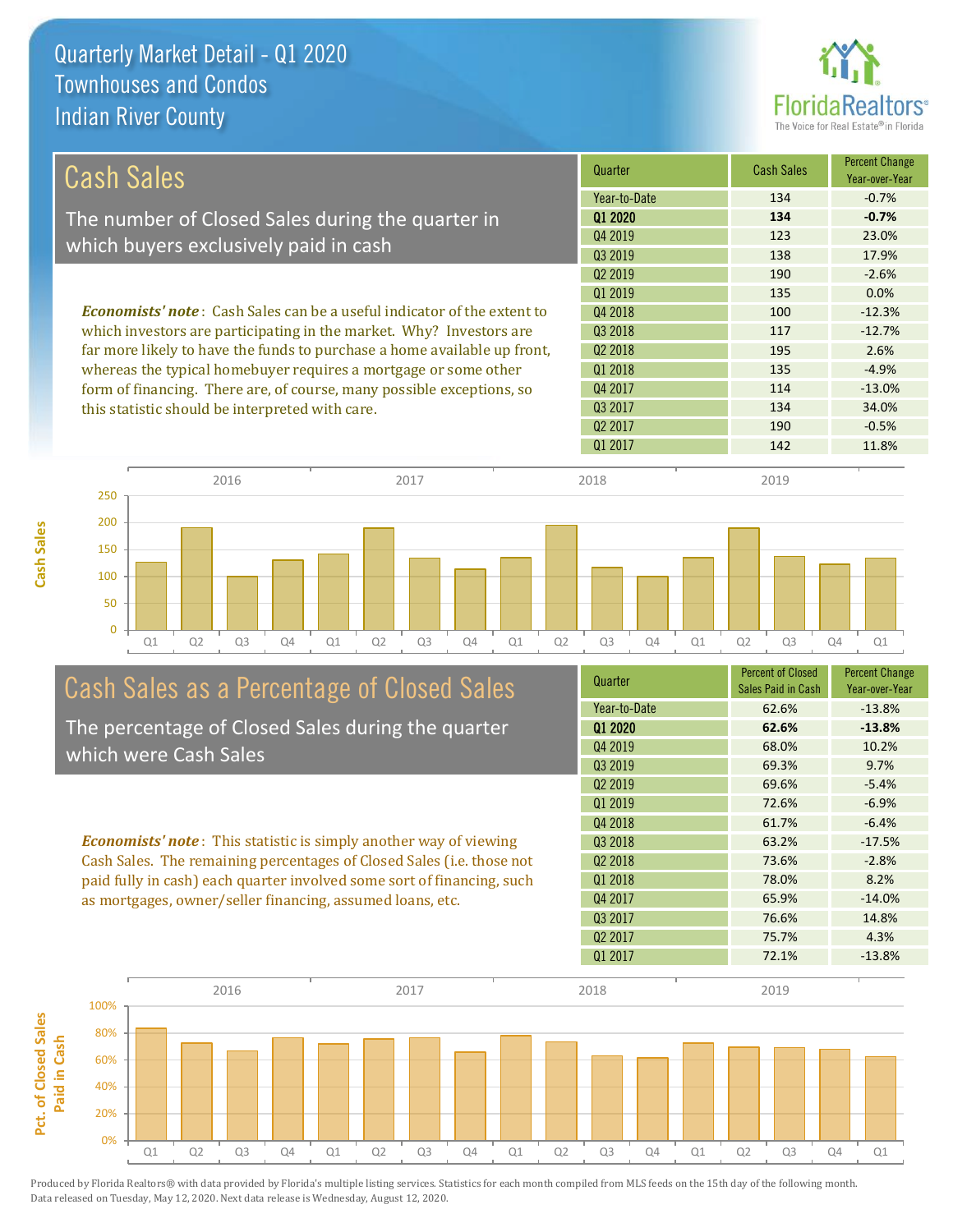# Quarterly Market Detail - Q1 2020
## Townhouses and Condos
## Indian River County

## Cash Sales

The number of Closed Sales during the quarter in which buyers exclusively paid in cash

***Economists' note***: Cash Sales can be a useful indicator of the extent to which investors are participating in the market. Why? Investors are far more likely to have the funds to purchase a home available up front, whereas the typical homebuyer requires a mortgage or some other form of financing. There are, of course, many possible exceptions, so this statistic should be interpreted with care.

| Quarter | Cash Sales | Percent Change Year-over-Year |
|---|---|---|
| Year-to-Date | 134 | -0.7% |
| **Q1 2020** | **134** | **-0.7%** |
| Q4 2019 | 123 | 23.0% |
| Q3 2019 | 138 | 17.9% |
| Q2 2019 | 190 | -2.6% |
| Q1 2019 | 135 | 0.0% |
| Q4 2018 | 100 | -12.3% |
| Q3 2018 | 117 | -12.7% |
| Q2 2018 | 195 | 2.6% |
| Q1 2018 | 135 | -4.9% |
| Q4 2017 | 114 | -13.0% |
| Q3 2017 | 134 | 34.0% |
| Q2 2017 | 190 | -0.5% |
| Q1 2017 | 142 | 11.8% |

## Cash Sales as a Percentage of Closed Sales

The percentage of Closed Sales during the quarter which were Cash Sales

***Economists' note***: This statistic is simply another way of viewing Cash Sales. The remaining percentages of Closed Sales (i.e. those not paid fully in cash) each quarter involved some sort of financing, such as mortgages, owner/seller financing, assumed loans, etc.

| Quarter | Percent of Closed Sales Paid in Cash | Percent Change Year-over-Year |
|---|---|---|
| Year-to-Date | 62.6% | -13.8% |
| **Q1 2020** | **62.6%** | **-13.8%** |
| Q4 2019 | 68.0% | 10.2% |
| Q3 2019 | 69.3% | 9.7% |
| Q2 2019 | 69.6% | -5.4% |
| Q1 2019 | 72.6% | -6.9% |
| Q4 2018 | 61.7% | -6.4% |
| Q3 2018 | 63.2% | -17.5% |
| Q2 2018 | 73.6% | -2.8% |
| Q1 2018 | 78.0% | 8.2% |
| Q4 2017 | 65.9% | -14.0% |
| Q3 2017 | 76.6% | 14.8% |
| Q2 2017 | 75.7% | 4.3% |
| Q1 2017 | 72.1% | -13.8% |

Produced by Florida Realtors® with data provided by Florida's multiple listing services. Statistics for each month compiled from MLS feeds on the 15th day of the following month. Data released on Tuesday, May 12, 2020. Next data release is Wednesday, August 12, 2020.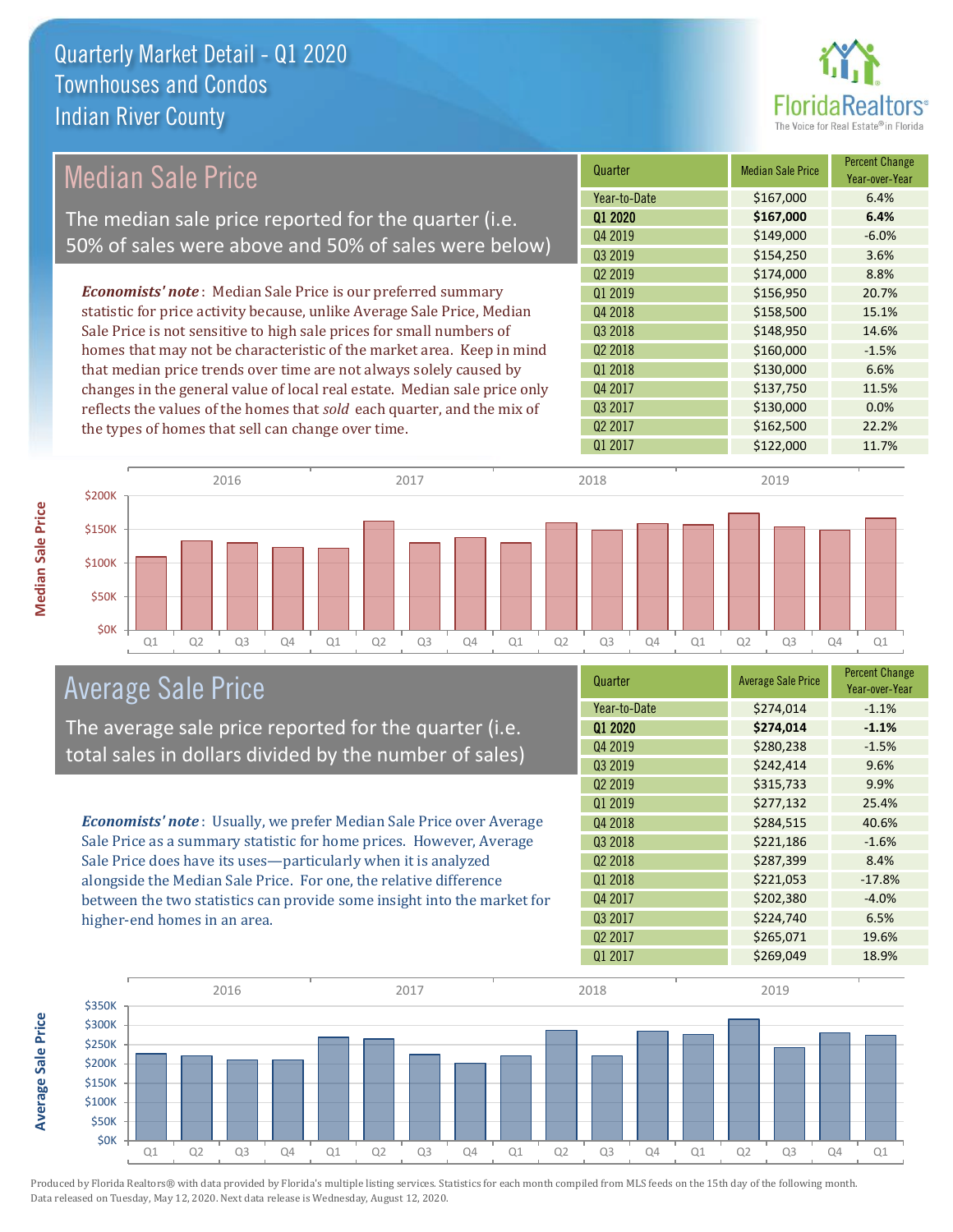# Quarterly Market Detail - Q1 2020
## Townhouses and Condos
## Indian River County

## Median Sale Price

The median sale price reported for the quarter (i.e. 50% of sales were above and 50% of sales were below)

*Economists' note*: Median Sale Price is our preferred summary statistic for price activity because, unlike Average Sale Price, Median Sale Price is not sensitive to high sale prices for small numbers of homes that may not be characteristic of the market area. Keep in mind that median price trends over time are not always solely caused by changes in the general value of local real estate. Median sale price only reflects the values of the homes that *sold* each quarter, and the mix of the types of homes that sell can change over time.

| Quarter | Median Sale Price | Percent Change Year-over-Year |
|---|---|---|
| Year-to-Date | $167,000 | 6.4% |
| **Q1 2020** | **$167,000** | **6.4%** |
| Q4 2019 | $149,000 | -6.0% |
| Q3 2019 | $154,250 | 3.6% |
| Q2 2019 | $174,000 | 8.8% |
| Q1 2019 | $156,950 | 20.7% |
| Q4 2018 | $158,500 | 15.1% |
| Q3 2018 | $148,950 | 14.6% |
| Q2 2018 | $160,000 | -1.5% |
| Q1 2018 | $130,000 | 6.6% |
| Q4 2017 | $137,750 | 11.5% |
| Q3 2017 | $130,000 | 0.0% |
| Q2 2017 | $162,500 | 22.2% |
| Q1 2017 | $122,000 | 11.7% |

## Average Sale Price

The average sale price reported for the quarter (i.e. total sales in dollars divided by the number of sales)

*Economists' note*: Usually, we prefer Median Sale Price over Average Sale Price as a summary statistic for home prices. However, Average Sale Price does have its uses—particularly when it is analyzed alongside the Median Sale Price. For one, the relative difference between the two statistics can provide some insight into the market for higher-end homes in an area.

| Quarter | Average Sale Price | Percent Change Year-over-Year |
|---|---|---|
| Year-to-Date | $274,014 | -1.1% |
| **Q1 2020** | **$274,014** | **-1.1%** |
| Q4 2019 | $280,238 | -1.5% |
| Q3 2019 | $242,414 | 9.6% |
| Q2 2019 | $315,733 | 9.9% |
| Q1 2019 | $277,132 | 25.4% |
| Q4 2018 | $284,515 | 40.6% |
| Q3 2018 | $221,186 | -1.6% |
| Q2 2018 | $287,399 | 8.4% |
| Q1 2018 | $221,053 | -17.8% |
| Q4 2017 | $202,380 | -4.0% |
| Q3 2017 | $224,740 | 6.5% |
| Q2 2017 | $265,071 | 19.6% |
| Q1 2017 | $269,049 | 18.9% |

Produced by Florida Realtors® with data provided by Florida's multiple listing services. Statistics for each month compiled from MLS feeds on the 15th day of the following month. Data released on Tuesday, May 12, 2020. Next data release is Wednesday, August 12, 2020.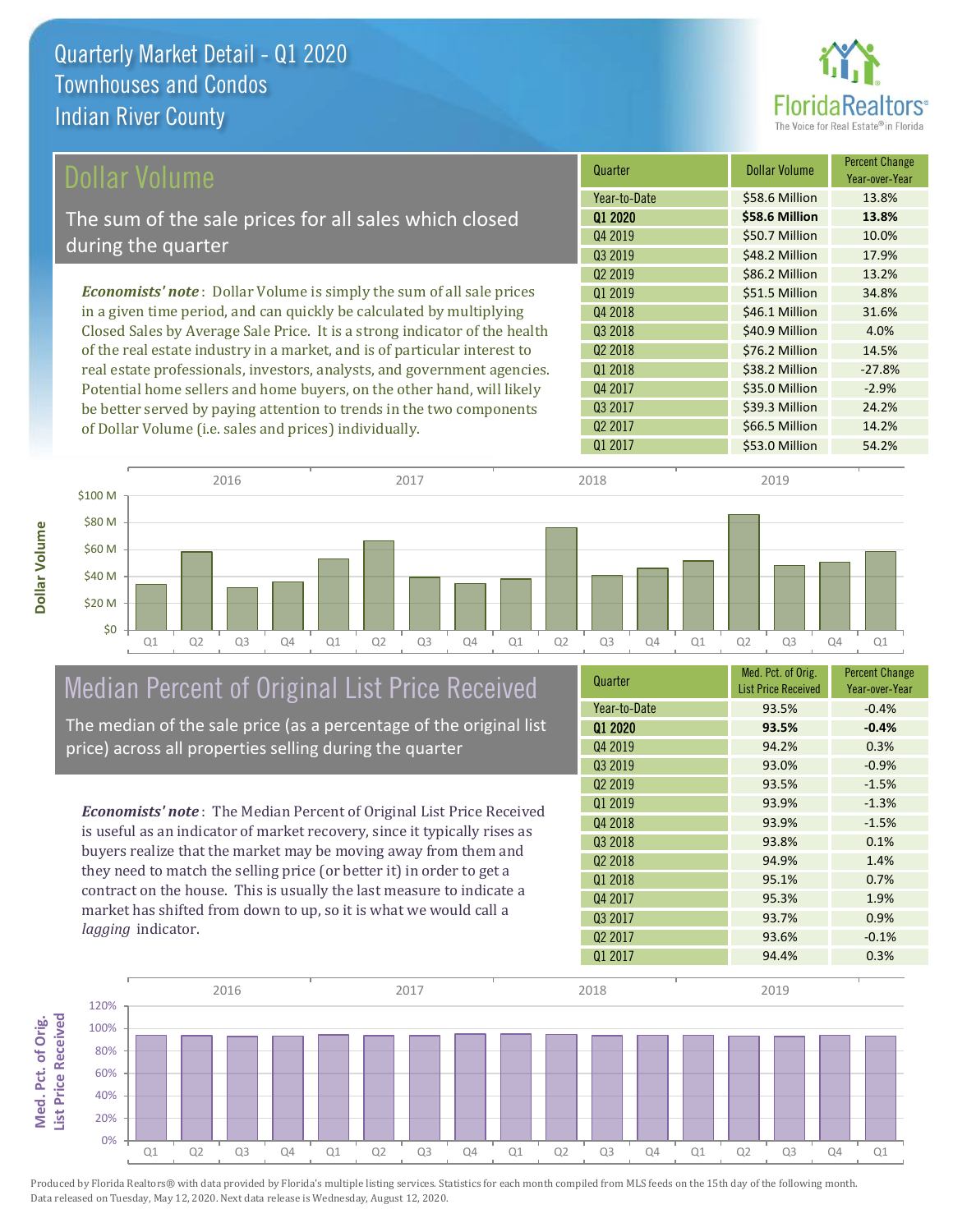# Quarterly Market Detail - Q1 2020
## Townhouses and Condos
## Indian River County

## Dollar Volume

The sum of the sale prices for all sales which closed during the quarter

***Economists' note***: Dollar Volume is simply the sum of all sale prices in a given time period, and can quickly be calculated by multiplying Closed Sales by Average Sale Price. It is a strong indicator of the health of the real estate industry in a market, and is of particular interest to real estate professionals, investors, analysts, and government agencies. Potential home sellers and home buyers, on the other hand, will likely be better served by paying attention to trends in the two components of Dollar Volume (i.e. sales and prices) individually.

| Quarter | Dollar Volume | Percent Change Year-over-Year |
|---|---|---|
| Year-to-Date | $58.6 Million | 13.8% |
| **Q1 2020** | **$58.6 Million** | **13.8%** |
| Q4 2019 | $50.7 Million | 10.0% |
| Q3 2019 | $48.2 Million | 17.9% |
| Q2 2019 | $86.2 Million | 13.2% |
| Q1 2019 | $51.5 Million | 34.8% |
| Q4 2018 | $46.1 Million | 31.6% |
| Q3 2018 | $40.9 Million | 4.0% |
| Q2 2018 | $76.2 Million | 14.5% |
| Q1 2018 | $38.2 Million | -27.8% |
| Q4 2017 | $35.0 Million | -2.9% |
| Q3 2017 | $39.3 Million | 24.2% |
| Q2 2017 | $66.5 Million | 14.2% |
| Q1 2017 | $53.0 Million | 54.2% |

## Median Percent of Original List Price Received

The median of the sale price (as a percentage of the original list price) across all properties selling during the quarter

***Economists' note***: The Median Percent of Original List Price Received is useful as an indicator of market recovery, since it typically rises as buyers realize that the market may be moving away from them and they need to match the selling price (or better it) in order to get a contract on the house. This is usually the last measure to indicate a market has shifted from down to up, so it is what we would call a *lagging* indicator.

| Quarter | Med. Pct. of Orig. List Price Received | Percent Change Year-over-Year |
|---|---|---|
| Year-to-Date | 93.5% | -0.4% |
| **Q1 2020** | **93.5%** | **-0.4%** |
| Q4 2019 | 94.2% | 0.3% |
| Q3 2019 | 93.0% | -0.9% |
| Q2 2019 | 93.5% | -1.5% |
| Q1 2019 | 93.9% | -1.3% |
| Q4 2018 | 93.9% | -1.5% |
| Q3 2018 | 93.8% | 0.1% |
| Q2 2018 | 94.9% | 1.4% |
| Q1 2018 | 95.1% | 0.7% |
| Q4 2017 | 95.3% | 1.9% |
| Q3 2017 | 93.7% | 0.9% |
| Q2 2017 | 93.6% | -0.1% |
| Q1 2017 | 94.4% | 0.3% |

Produced by Florida Realtors® with data provided by Florida's multiple listing services. Statistics for each month compiled from MLS feeds on the 15th day of the following month. Data released on Tuesday, May 12, 2020. Next data release is Wednesday, August 12, 2020.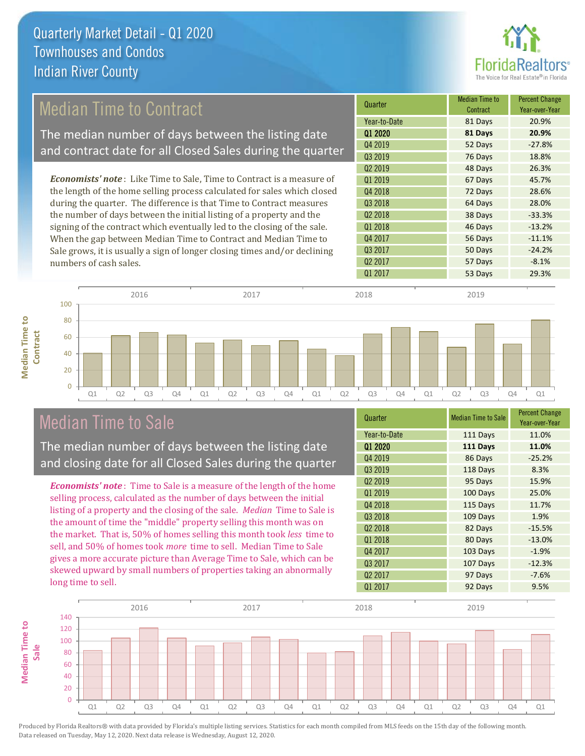# Quarterly Market Detail - Q1 2020
## Townhouses and Condos
## Indian River County

## Median Time to Contract

The median number of days between the listing date and contract date for all Closed Sales during the quarter

*Economists' note*: Like Time to Sale, Time to Contract is a measure of the length of the home selling process calculated for sales which closed during the quarter. The difference is that Time to Contract measures the number of days between the initial listing of a property and the signing of the contract which eventually led to the closing of the sale. When the gap between Median Time to Contract and Median Time to Sale grows, it is usually a sign of longer closing times and/or declining numbers of cash sales.

| Quarter | Median Time to Contract | Percent Change Year-over-Year |
|---|---|---|
| Year-to-Date | 81 Days | 20.9% |
| **Q1 2020** | **81 Days** | **20.9%** |
| Q4 2019 | 52 Days | -27.8% |
| Q3 2019 | 76 Days | 18.8% |
| Q2 2019 | 48 Days | 26.3% |
| Q1 2019 | 67 Days | 45.7% |
| Q4 2018 | 72 Days | 28.6% |
| Q3 2018 | 64 Days | 28.0% |
| Q2 2018 | 38 Days | -33.3% |
| Q1 2018 | 46 Days | -13.2% |
| Q4 2017 | 56 Days | -11.1% |
| Q3 2017 | 50 Days | -24.2% |
| Q2 2017 | 57 Days | -8.1% |
| Q1 2017 | 53 Days | 29.3% |

## Median Time to Sale

The median number of days between the listing date and closing date for all Closed Sales during the quarter

*Economists' note*: Time to Sale is a measure of the length of the home selling process, calculated as the number of days between the initial listing of a property and the closing of the sale. *Median* Time to Sale is the amount of time the "middle" property selling this month was on the market. That is, 50% of homes selling this month took *less* time to sell, and 50% of homes took *more* time to sell. Median Time to Sale gives a more accurate picture than Average Time to Sale, which can be skewed upward by small numbers of properties taking an abnormally long time to sell.

| Quarter | Median Time to Sale | Percent Change Year-over-Year |
|---|---|---|
| Year-to-Date | 111 Days | 11.0% |
| **Q1 2020** | **111 Days** | **11.0%** |
| Q4 2019 | 86 Days | -25.2% |
| Q3 2019 | 118 Days | 8.3% |
| Q2 2019 | 95 Days | 15.9% |
| Q1 2019 | 100 Days | 25.0% |
| Q4 2018 | 115 Days | 11.7% |
| Q3 2018 | 109 Days | 1.9% |
| Q2 2018 | 82 Days | -15.5% |
| Q1 2018 | 80 Days | -13.0% |
| Q4 2017 | 103 Days | -1.9% |
| Q3 2017 | 107 Days | -12.3% |
| Q2 2017 | 97 Days | -7.6% |
| Q1 2017 | 92 Days | 9.5% |

Produced by Florida Realtors® with data provided by Florida's multiple listing services. Statistics for each month compiled from MLS feeds on the 15th day of the following month. Data released on Tuesday, May 12, 2020. Next data release is Wednesday, August 12, 2020.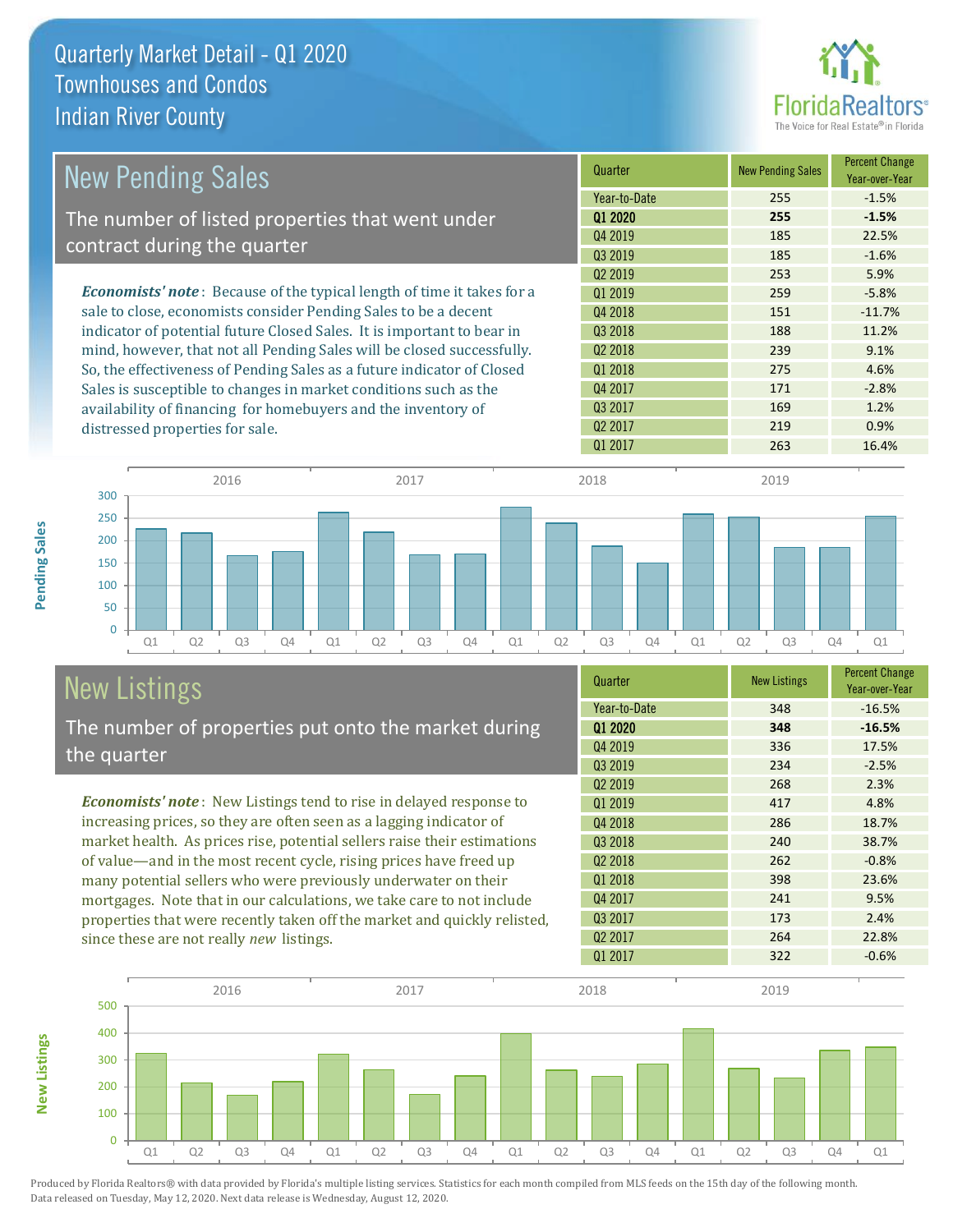# Quarterly Market Detail - Q1 2020
## Townhouses and Condos
## Indian River County

## New Pending Sales

The number of listed properties that went under contract during the quarter

*Economists' note*: Because of the typical length of time it takes for a sale to close, economists consider Pending Sales to be a decent indicator of potential future Closed Sales. It is important to bear in mind, however, that not all Pending Sales will be closed successfully. So, the effectiveness of Pending Sales as a future indicator of Closed Sales is susceptible to changes in market conditions such as the availability of financing for homebuyers and the inventory of distressed properties for sale.

| Quarter | New Pending Sales | Percent Change Year-over-Year |
|---|---|---|
| Year-to-Date | 255 | -1.5% |
| **Q1 2020** | **255** | **-1.5%** |
| Q4 2019 | 185 | 22.5% |
| Q3 2019 | 185 | -1.6% |
| Q2 2019 | 253 | 5.9% |
| Q1 2019 | 259 | -5.8% |
| Q4 2018 | 151 | -11.7% |
| Q3 2018 | 188 | 11.2% |
| Q2 2018 | 239 | 9.1% |
| Q1 2018 | 275 | 4.6% |
| Q4 2017 | 171 | -2.8% |
| Q3 2017 | 169 | 1.2% |
| Q2 2017 | 219 | 0.9% |
| Q1 2017 | 263 | 16.4% |

## New Listings

The number of properties put onto the market during the quarter

*Economists' note*: New Listings tend to rise in delayed response to increasing prices, so they are often seen as a lagging indicator of market health. As prices rise, potential sellers raise their estimations of value—and in the most recent cycle, rising prices have freed up many potential sellers who were previously underwater on their mortgages. Note that in our calculations, we take care to not include properties that were recently taken off the market and quickly relisted, since these are not really *new* listings.

| Quarter | New Listings | Percent Change Year-over-Year |
|---|---|---|
| Year-to-Date | 348 | -16.5% |
| **Q1 2020** | **348** | **-16.5%** |
| Q4 2019 | 336 | 17.5% |
| Q3 2019 | 234 | -2.5% |
| Q2 2019 | 268 | 2.3% |
| Q1 2019 | 417 | 4.8% |
| Q4 2018 | 286 | 18.7% |
| Q3 2018 | 240 | 38.7% |
| Q2 2018 | 262 | -0.8% |
| Q1 2018 | 398 | 23.6% |
| Q4 2017 | 241 | 9.5% |
| Q3 2017 | 173 | 2.4% |
| Q2 2017 | 264 | 22.8% |
| Q1 2017 | 322 | -0.6% |

Produced by Florida Realtors® with data provided by Florida's multiple listing services. Statistics for each month compiled from MLS feeds on the 15th day of the following month. Data released on Tuesday, May 12, 2020. Next data release is Wednesday, August 12, 2020.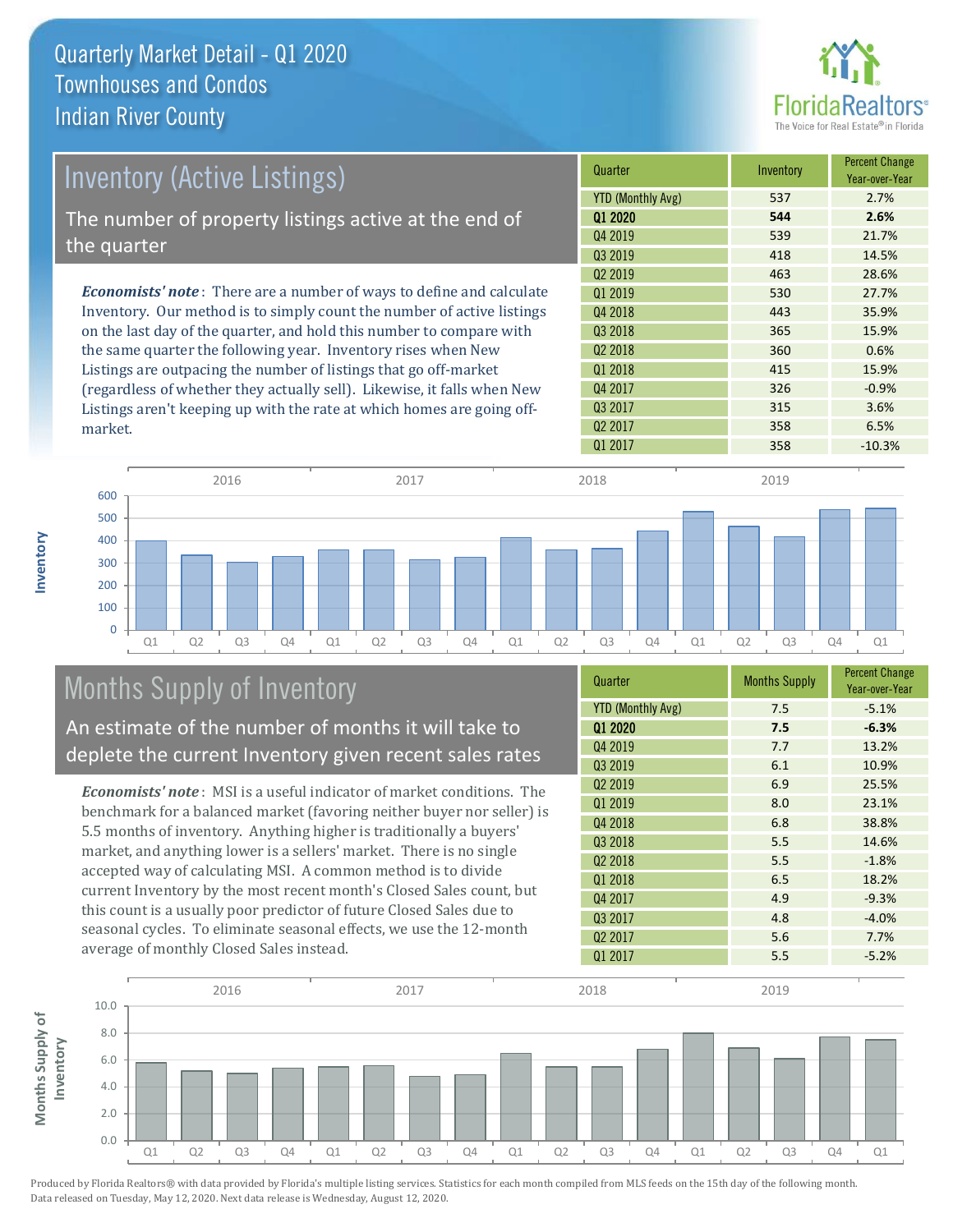# Quarterly Market Detail - Q1 2020
## Townhouses and Condos
## Indian River County

## Inventory (Active Listings)

The number of property listings active at the end of the quarter

*Economists' note*: There are a number of ways to define and calculate Inventory. Our method is to simply count the number of active listings on the last day of the quarter, and hold this number to compare with the same quarter the following year. Inventory rises when New Listings are outpacing the number of listings that go off-market (regardless of whether they actually sell). Likewise, it falls when New Listings aren't keeping up with the rate at which homes are going off-market.

| Quarter | Inventory | Percent Change Year-over-Year |
|---|---|---|
| YTD (Monthly Avg) | 537 | 2.7% |
| **Q1 2020** | **544** | **2.6%** |
| Q4 2019 | 539 | 21.7% |
| Q3 2019 | 418 | 14.5% |
| Q2 2019 | 463 | 28.6% |
| Q1 2019 | 530 | 27.7% |
| Q4 2018 | 443 | 35.9% |
| Q3 2018 | 365 | 15.9% |
| Q2 2018 | 360 | 0.6% |
| Q1 2018 | 415 | 15.9% |
| Q4 2017 | 326 | -0.9% |
| Q3 2017 | 315 | 3.6% |
| Q2 2017 | 358 | 6.5% |
| Q1 2017 | 358 | -10.3% |

## Months Supply of Inventory

An estimate of the number of months it will take to deplete the current Inventory given recent sales rates

*Economists' note*: MSI is a useful indicator of market conditions. The benchmark for a balanced market (favoring neither buyer nor seller) is 5.5 months of inventory. Anything higher is traditionally a buyers' market, and anything lower is a sellers' market. There is no single accepted way of calculating MSI. A common method is to divide current Inventory by the most recent month's Closed Sales count, but this count is a usually poor predictor of future Closed Sales due to seasonal cycles. To eliminate seasonal effects, we use the 12-month average of monthly Closed Sales instead.

| Quarter | Months Supply | Percent Change Year-over-Year |
|---|---|---|
| YTD (Monthly Avg) | 7.5 | -5.1% |
| **Q1 2020** | **7.5** | **-6.3%** |
| Q4 2019 | 7.7 | 13.2% |
| Q3 2019 | 6.1 | 10.9% |
| Q2 2019 | 6.9 | 25.5% |
| Q1 2019 | 8.0 | 23.1% |
| Q4 2018 | 6.8 | 38.8% |
| Q3 2018 | 5.5 | 14.6% |
| Q2 2018 | 5.5 | -1.8% |
| Q1 2018 | 6.5 | 18.2% |
| Q4 2017 | 4.9 | -9.3% |
| Q3 2017 | 4.8 | -4.0% |
| Q2 2017 | 5.6 | 7.7% |
| Q1 2017 | 5.5 | -5.2% |

Produced by Florida Realtors® with data provided by Florida's multiple listing services. Statistics for each month compiled from MLS feeds on the 15th day of the following month. Data released on Tuesday, May 12, 2020. Next data release is Wednesday, August 12, 2020.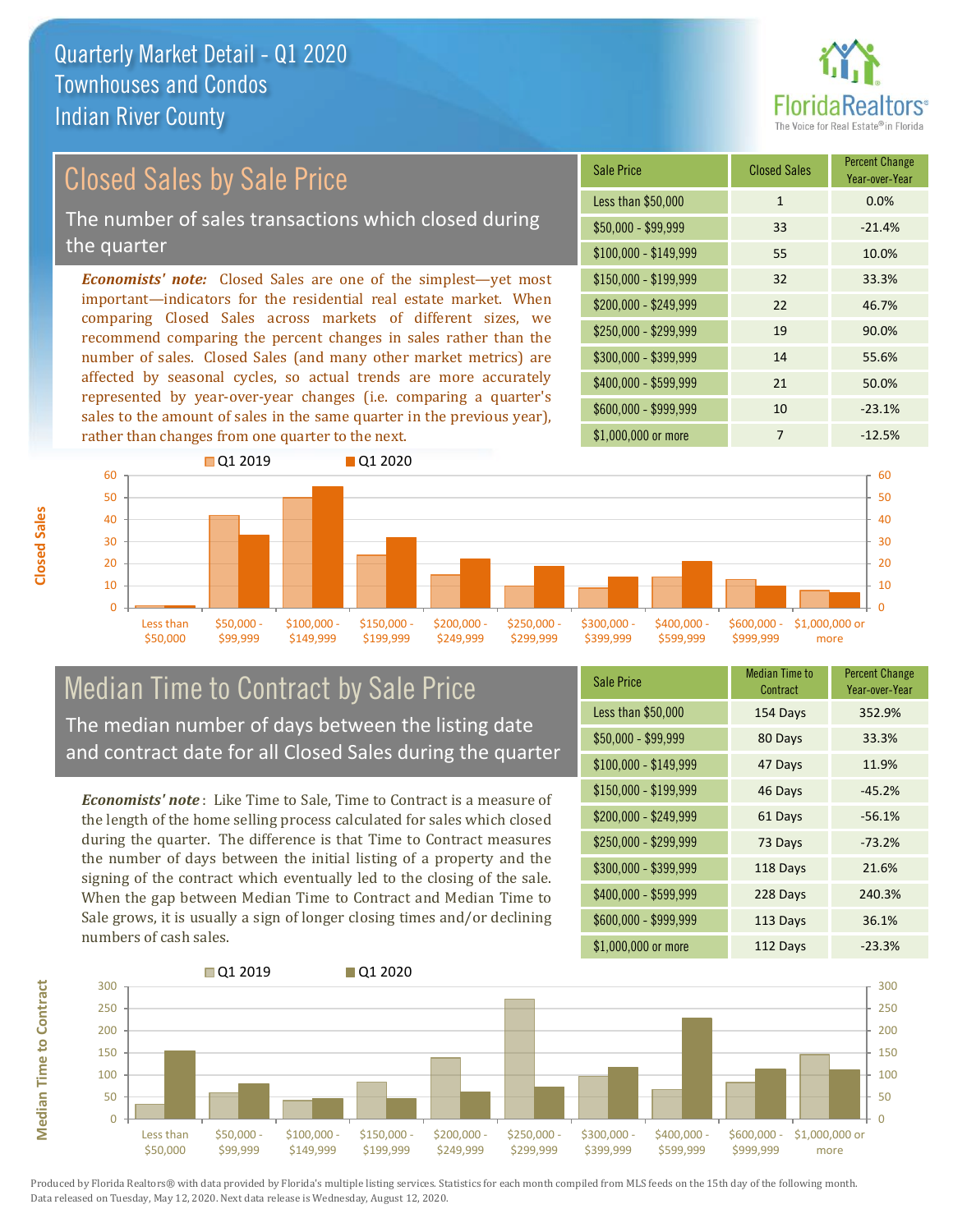# Quarterly Market Detail - Q1 2020
## Townhouses and Condos
## Indian River County

## Closed Sales by Sale Price

The number of sales transactions which closed during the quarter

***Economists' note:*** Closed Sales are one of the simplest—yet most important—indicators for the residential real estate market. When comparing Closed Sales across markets of different sizes, we recommend comparing the percent changes in sales rather than the number of sales. Closed Sales (and many other market metrics) are affected by seasonal cycles, so actual trends are more accurately represented by year-over-year changes (i.e. comparing a quarter's sales to the amount of sales in the same quarter in the previous year), rather than changes from one quarter to the next.

| Sale Price | Closed Sales | Percent Change Year-over-Year |
|---|---|---|
| Less than $50,000 | 1 | 0.0% |
| $50,000 - $99,999 | 33 | -21.4% |
| $100,000 - $149,999 | 55 | 10.0% |
| $150,000 - $199,999 | 32 | 33.3% |
| $200,000 - $249,999 | 22 | 46.7% |
| $250,000 - $299,999 | 19 | 90.0% |
| $300,000 - $399,999 | 14 | 55.6% |
| $400,000 - $599,999 | 21 | 50.0% |
| $600,000 - $999,999 | 10 | -23.1% |
| $1,000,000 or more | 7 | -12.5% |

## Median Time to Contract by Sale Price

The median number of days between the listing date and contract date for all Closed Sales during the quarter

***Economists' note***: Like Time to Sale, Time to Contract is a measure of the length of the home selling process calculated for sales which closed during the quarter. The difference is that Time to Contract measures the number of days between the initial listing of a property and the signing of the contract which eventually led to the closing of the sale. When the gap between Median Time to Contract and Median Time to Sale grows, it is usually a sign of longer closing times and/or declining numbers of cash sales.

| Sale Price | Median Time to Contract | Percent Change Year-over-Year |
|---|---|---|
| Less than $50,000 | 154 Days | 352.9% |
| $50,000 - $99,999 | 80 Days | 33.3% |
| $100,000 - $149,999 | 47 Days | 11.9% |
| $150,000 - $199,999 | 46 Days | -45.2% |
| $200,000 - $249,999 | 61 Days | -56.1% |
| $250,000 - $299,999 | 73 Days | -73.2% |
| $300,000 - $399,999 | 118 Days | 21.6% |
| $400,000 - $599,999 | 228 Days | 240.3% |
| $600,000 - $999,999 | 113 Days | 36.1% |
| $1,000,000 or more | 112 Days | -23.3% |

Produced by Florida Realtors® with data provided by Florida's multiple listing services. Statistics for each month compiled from MLS feeds on the 15th day of the following month. Data released on Tuesday, May 12, 2020. Next data release is Wednesday, August 12, 2020.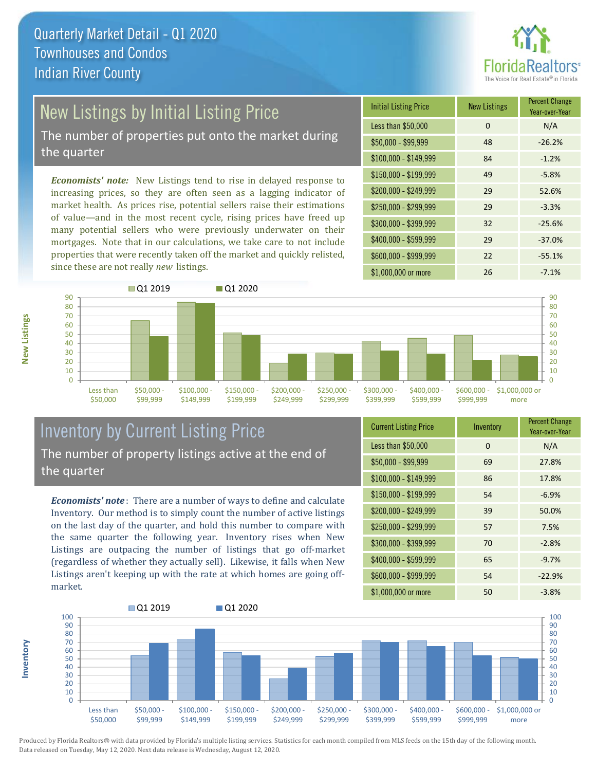# Quarterly Market Detail - Q1 2020
## Townhouses and Condos
## Indian River County

## New Listings by Initial Listing Price

The number of properties put onto the market during the quarter

*Economists' note:* New Listings tend to rise in delayed response to increasing prices, so they are often seen as a lagging indicator of market health. As prices rise, potential sellers raise their estimations of value—and in the most recent cycle, rising prices have freed up many potential sellers who were previously underwater on their mortgages. Note that in our calculations, we take care to not include properties that were recently taken off the market and quickly relisted, since these are not really *new* listings.

| Initial Listing Price | New Listings | Percent Change Year-over-Year |
|---|---|---|
| Less than $50,000 | 0 | N/A |
| $50,000 - $99,999 | 48 | -26.2% |
| $100,000 - $149,999 | 84 | -1.2% |
| $150,000 - $199,999 | 49 | -5.8% |
| $200,000 - $249,999 | 29 | 52.6% |
| $250,000 - $299,999 | 29 | -3.3% |
| $300,000 - $399,999 | 32 | -25.6% |
| $400,000 - $599,999 | 29 | -37.0% |
| $600,000 - $999,999 | 22 | -55.1% |
| $1,000,000 or more | 26 | -7.1% |

## Inventory by Current Listing Price

The number of property listings active at the end of the quarter

*Economists' note*: There are a number of ways to define and calculate Inventory. Our method is to simply count the number of active listings on the last day of the quarter, and hold this number to compare with the same quarter the following year. Inventory rises when New Listings are outpacing the number of listings that go off-market (regardless of whether they actually sell). Likewise, it falls when New Listings aren't keeping up with the rate at which homes are going off-market.

| Current Listing Price | Inventory | Percent Change Year-over-Year |
|---|---|---|
| Less than $50,000 | 0 | N/A |
| $50,000 - $99,999 | 69 | 27.8% |
| $100,000 - $149,999 | 86 | 17.8% |
| $150,000 - $199,999 | 54 | -6.9% |
| $200,000 - $249,999 | 39 | 50.0% |
| $250,000 - $299,999 | 57 | 7.5% |
| $300,000 - $399,999 | 70 | -2.8% |
| $400,000 - $599,999 | 65 | -9.7% |
| $600,000 - $999,999 | 54 | -22.9% |
| $1,000,000 or more | 50 | -3.8% |

Produced by Florida Realtors® with data provided by Florida's multiple listing services. Statistics for each month compiled from MLS feeds on the 15th day of the following month. Data released on Tuesday, May 12, 2020. Next data release is Wednesday, August 12, 2020.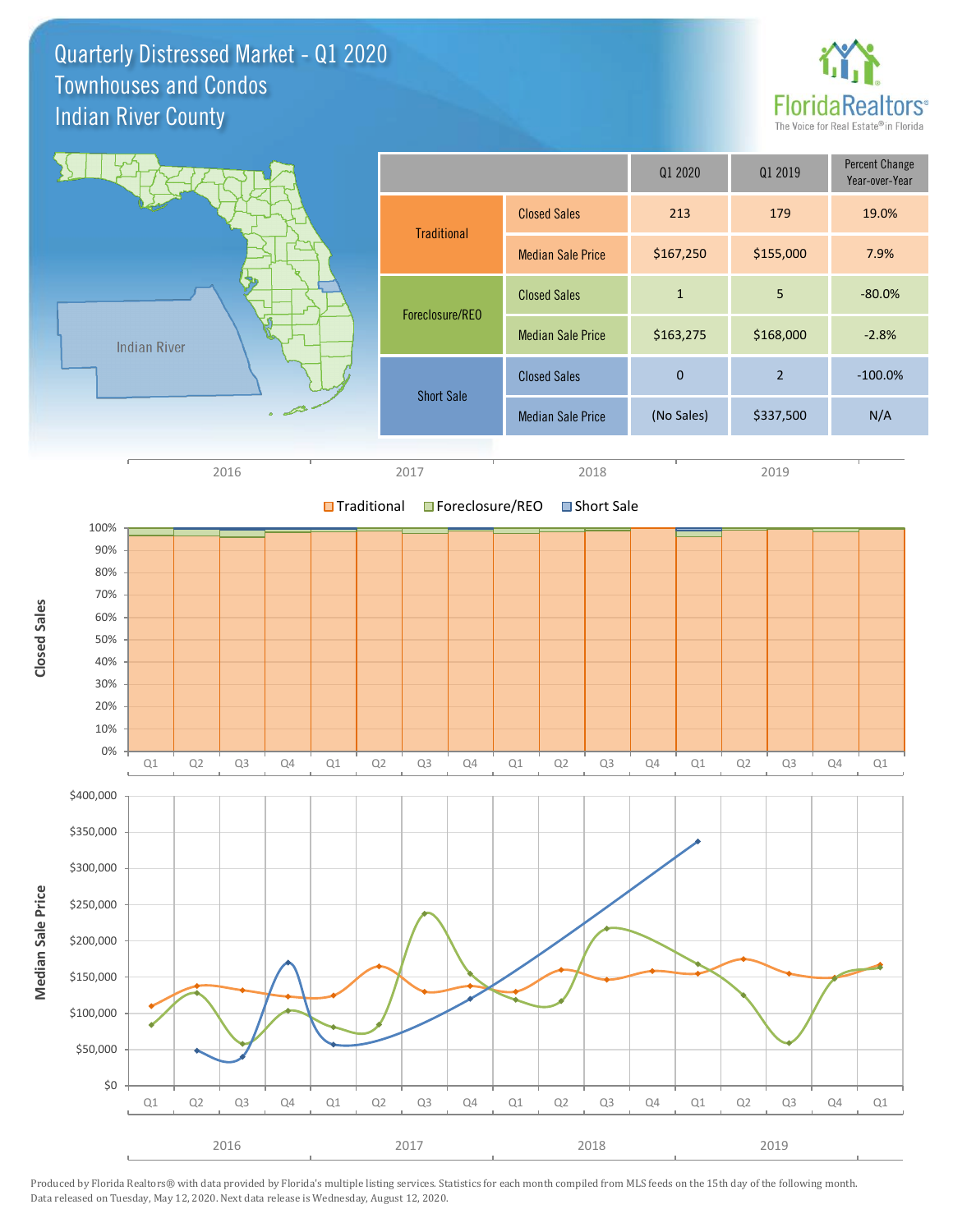# Quarterly Distressed Market - Q1 2020
## Townhouses and Condos
## Indian River County

FloridaRealtors®
The Voice for Real Estate® in Florida

Indian River

| | | Q1 2020 | Q1 2019 | Percent Change Year-over-Year |
|---|---|---|---|---|
| Traditional | Closed Sales | 213 | 179 | 19.0% |
| | Median Sale Price | $167,250 | $155,000 | 7.9% |
| Foreclosure/REO | Closed Sales | 1 | 5 | -80.0% |
| | Median Sale Price | $163,275 | $168,000 | -2.8% |
| Short Sale | Closed Sales | 0 | 2 | -100.0% |
| | Median Sale Price | (No Sales) | $337,500 | N/A |

2016 2017 2018 2019

Traditional Foreclosure/REO Short Sale

Closed Sales

100% 90% 80% 70% 60% 50% 40% 30% 20% 10% 0%

Q1 Q2 Q3 Q4 Q1 Q2 Q3 Q4 Q1 Q2 Q3 Q4 Q1 Q2 Q3 Q4 Q1

Median Sale Price

$400,000 $350,000 $300,000 $250,000 $200,000 $150,000 $100,000 $50,000 $0

Q1 Q2 Q3 Q4 Q1 Q2 Q3 Q4 Q1 Q2 Q3 Q4 Q1 Q2 Q3 Q4 Q1

2016 2017 2018 2019

Produced by Florida Realtors® with data provided by Florida's multiple listing services. Statistics for each month compiled from MLS feeds on the 15th day of the following month.
Data released on Tuesday, May 12, 2020. Next data release is Wednesday, August 12, 2020.